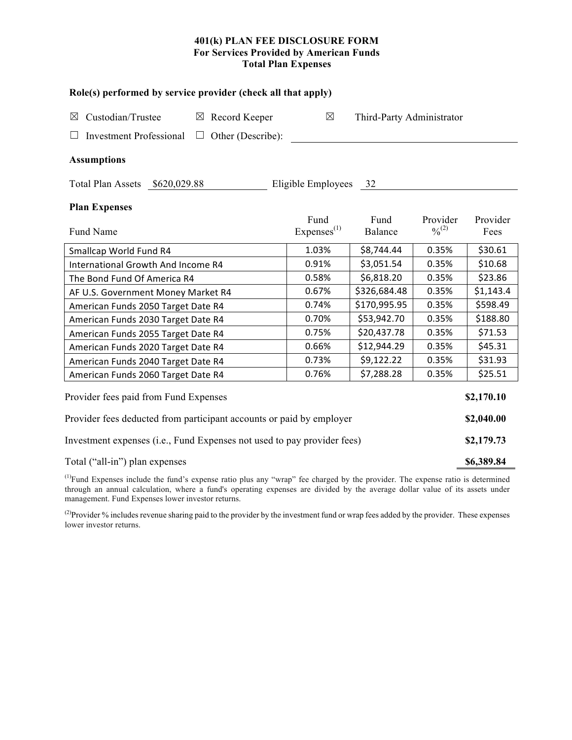# 401(k) PLAN FEE DISCLOSURE FORM
## For Services Provided by American Funds
## Total Plan Expenses

### Role(s) performed by service provider (check all that apply)

☒ Custodian/Trustee ☒ Record Keeper ☒ Third-Party Administrator

☐ Investment Professional ☐ Other (Describe): ______________________

### Assumptions

Total Plan Assets $620,029.88 Eligible Employees 32

### Plan Expenses

| Fund Name | Fund Expenses[(1)] | Fund Balance | Provider %[(2)] | Provider Fees |
|---|---|---|---|---|
| Smallcap World Fund R4 | 1.03% | $8,744.44 | 0.35% | $30.61 |
| International Growth And Income R4 | 0.91% | $3,051.54 | 0.35% | $10.68 |
| The Bond Fund Of America R4 | 0.58% | $6,818.20 | 0.35% | $23.86 |
| AF U.S. Government Money Market R4 | 0.67% | $326,684.48 | 0.35% | $1,143.4 |
| American Funds 2050 Target Date R4 | 0.74% | $170,995.95 | 0.35% | $598.49 |
| American Funds 2030 Target Date R4 | 0.70% | $53,942.70 | 0.35% | $188.80 |
| American Funds 2055 Target Date R4 | 0.75% | $20,437.78 | 0.35% | $71.53 |
| American Funds 2020 Target Date R4 | 0.66% | $12,944.29 | 0.35% | $45.31 |
| American Funds 2040 Target Date R4 | 0.73% | $9,122.22 | 0.35% | $31.93 |
| American Funds 2060 Target Date R4 | 0.76% | $7,288.28 | 0.35% | $25.51 |

| | |
|---|---|
| Provider fees paid from Fund Expenses | **$2,170.10** |
| Provider fees deducted from participant accounts or paid by employer | **$2,040.00** |
| Investment expenses (i.e., Fund Expenses not used to pay provider fees) | **$2,179.73** |
| Total ("all-in") plan expenses | **$6,389.84** |

[(1)]Fund Expenses include the fund's expense ratio plus any "wrap" fee charged by the provider. The expense ratio is determined through an annual calculation, where a fund's operating expenses are divided by the average dollar value of its assets under management. Fund Expenses lower investor returns.

[(2)]Provider % includes revenue sharing paid to the provider by the investment fund or wrap fees added by the provider. These expenses lower investor returns.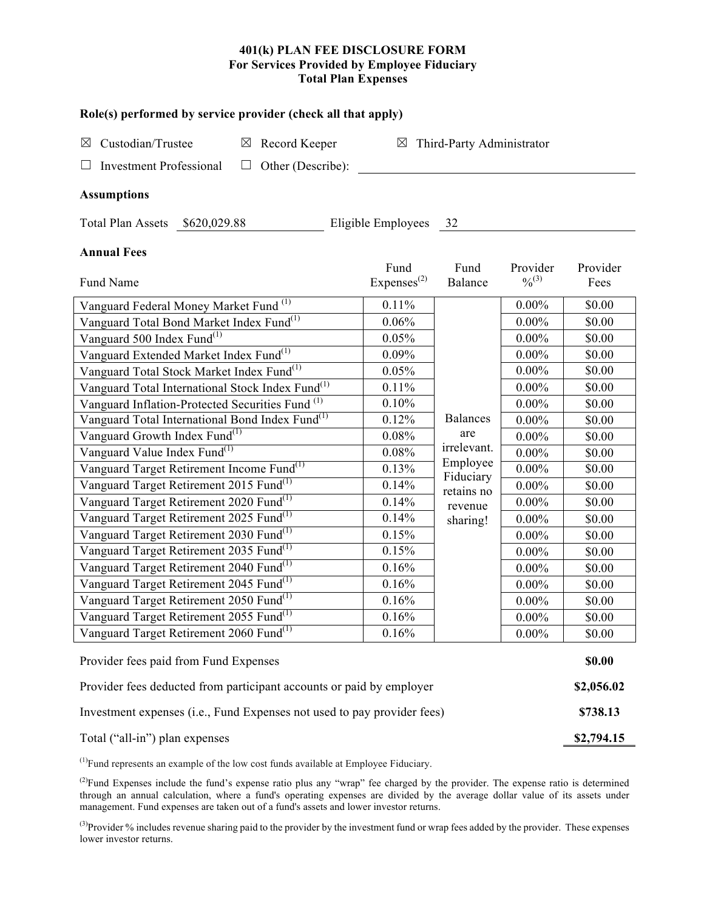# 401(k) PLAN FEE DISCLOSURE FORM
## For Services Provided by Employee Fiduciary
## Total Plan Expenses

**Role(s) performed by service provider (check all that apply)**

☒ Custodian/Trustee ☒ Record Keeper ☒ Third-Party Administrator

☐ Investment Professional ☐ Other (Describe): ______

**Assumptions**

Total Plan Assets $620,029.88 Eligible Employees 32

**Annual Fees**

| Fund Name | Fund Expenses[2] | Fund Balance | Provider %[3] | Provider Fees |
|---|---|---|---|---|
| Vanguard Federal Money Market Fund [1] | 0.11% | Balances are irrelevant. Employee Fiduciary retains no revenue sharing! | 0.00% | $0.00 |
| Vanguard Total Bond Market Index Fund[1] | 0.06% | | 0.00% | $0.00 |
| Vanguard 500 Index Fund[1] | 0.05% | | 0.00% | $0.00 |
| Vanguard Extended Market Index Fund[1] | 0.09% | | 0.00% | $0.00 |
| Vanguard Total Stock Market Index Fund[1] | 0.05% | | 0.00% | $0.00 |
| Vanguard Total International Stock Index Fund[1] | 0.11% | | 0.00% | $0.00 |
| Vanguard Inflation-Protected Securities Fund [1] | 0.10% | | 0.00% | $0.00 |
| Vanguard Total International Bond Index Fund[1] | 0.12% | | 0.00% | $0.00 |
| Vanguard Growth Index Fund[1] | 0.08% | | 0.00% | $0.00 |
| Vanguard Value Index Fund[1] | 0.08% | | 0.00% | $0.00 |
| Vanguard Target Retirement Income Fund[1] | 0.13% | | 0.00% | $0.00 |
| Vanguard Target Retirement 2015 Fund[1] | 0.14% | | 0.00% | $0.00 |
| Vanguard Target Retirement 2020 Fund[1] | 0.14% | | 0.00% | $0.00 |
| Vanguard Target Retirement 2025 Fund[1] | 0.14% | | 0.00% | $0.00 |
| Vanguard Target Retirement 2030 Fund[1] | 0.15% | | 0.00% | $0.00 |
| Vanguard Target Retirement 2035 Fund[1] | 0.15% | | 0.00% | $0.00 |
| Vanguard Target Retirement 2040 Fund[1] | 0.16% | | 0.00% | $0.00 |
| Vanguard Target Retirement 2045 Fund[1] | 0.16% | | 0.00% | $0.00 |
| Vanguard Target Retirement 2050 Fund[1] | 0.16% | | 0.00% | $0.00 |
| Vanguard Target Retirement 2055 Fund[1] | 0.16% | | 0.00% | $0.00 |
| Vanguard Target Retirement 2060 Fund[1] | 0.16% | | 0.00% | $0.00 |

| | |
|---|---|
| Provider fees paid from Fund Expenses | **$0.00** |
| Provider fees deducted from participant accounts or paid by employer | **$2,056.02** |
| Investment expenses (i.e., Fund Expenses not used to pay provider fees) | **$738.13** |
| Total ("all-in") plan expenses | **$2,794.15** |

[1]Fund represents an example of the low cost funds available at Employee Fiduciary.

[2]Fund Expenses include the fund's expense ratio plus any "wrap" fee charged by the provider. The expense ratio is determined through an annual calculation, where a fund's operating expenses are divided by the average dollar value of its assets under management. Fund expenses are taken out of a fund's assets and lower investor returns.

[3]Provider % includes revenue sharing paid to the provider by the investment fund or wrap fees added by the provider. These expenses lower investor returns.